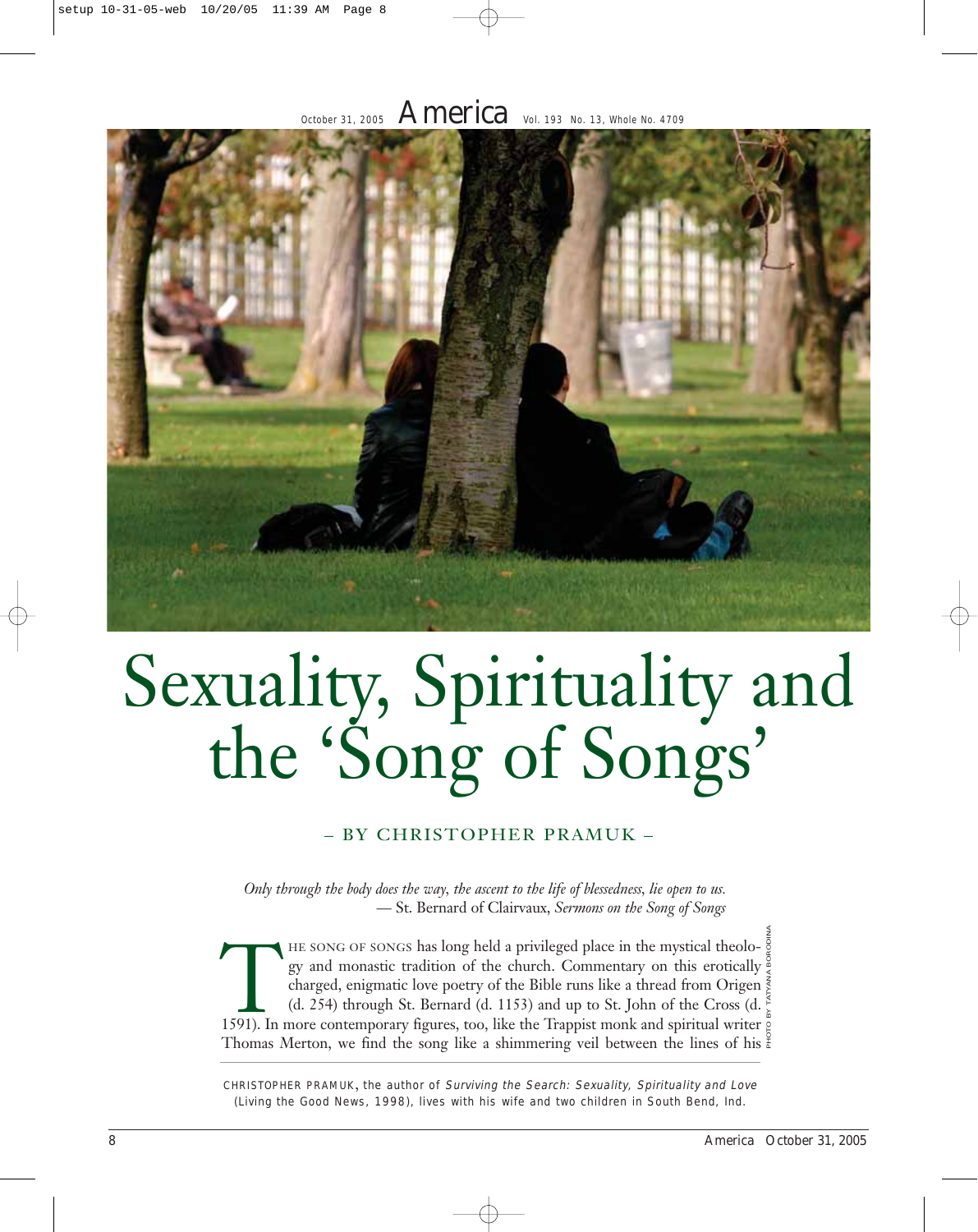# Sexuality, Spirituality and the 'Song of Songs'

– BY CHRISTOPHER PRAMUK –

*Only through the body does the way, the ascent to the life of blessedness, lie open to us.*
— St. Bernard of Clairvaux, *Sermons on the Song of Songs*

THE SONG OF SONGS has long held a privileged place in the mystical theology and monastic tradition of the church. Commentary on this erotically charged, enigmatic love poetry of the Bible runs like a thread from Origen (d. 254) through St. Bernard (d. 1153) and up to St. John of the Cross (d. 1591). In more contemporary figures, too, like the Trappist monk and spiritual writer Thomas Merton, we find the song like a shimmering veil between the lines of his

PHOTO BY TATYANA BORODINA

CHRISTOPHER PRAMUK, the author of *Surviving the Search: Sexuality, Spirituality and Love* (Living the Good News, 1998), lives with his wife and two children in South Bend, Ind.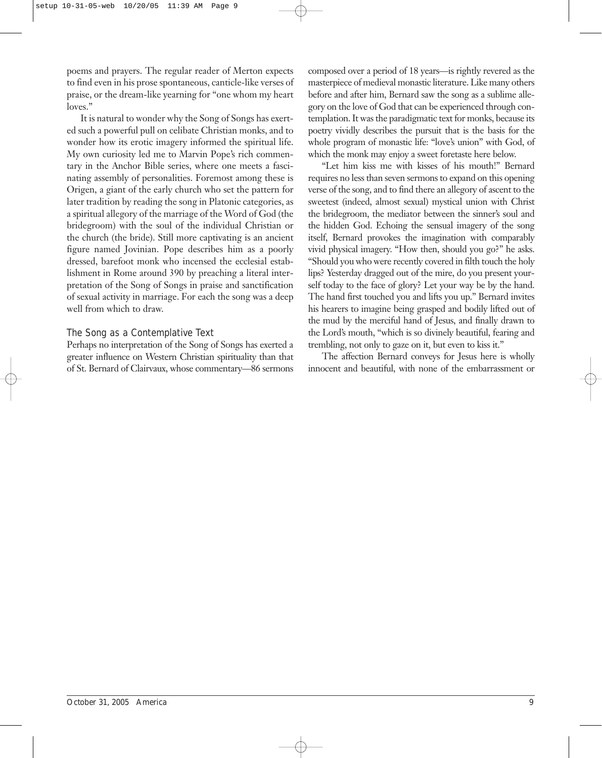poems and prayers. The regular reader of Merton expects to find even in his prose spontaneous, canticle-like verses of praise, or the dream-like yearning for "one whom my heart loves."

It is natural to wonder why the Song of Songs has exerted such a powerful pull on celibate Christian monks, and to wonder how its erotic imagery informed the spiritual life. My own curiosity led me to Marvin Pope's rich commentary in the Anchor Bible series, where one meets a fascinating assembly of personalities. Foremost among these is Origen, a giant of the early church who set the pattern for later tradition by reading the song in Platonic categories, as a spiritual allegory of the marriage of the Word of God (the bridegroom) with the soul of the individual Christian or the church (the bride). Still more captivating is an ancient figure named Jovinian. Pope describes him as a poorly dressed, barefoot monk who incensed the ecclesial establishment in Rome around 390 by preaching a literal interpretation of the Song of Songs in praise and sanctification of sexual activity in marriage. For each the song was a deep well from which to draw.

### The Song as a Contemplative Text

Perhaps no interpretation of the Song of Songs has exerted a greater influence on Western Christian spirituality than that of St. Bernard of Clairvaux, whose commentary—86 sermons composed over a period of 18 years—is rightly revered as the masterpiece of medieval monastic literature. Like many others before and after him, Bernard saw the song as a sublime allegory on the love of God that can be experienced through contemplation. It was the paradigmatic text for monks, because its poetry vividly describes the pursuit that is the basis for the whole program of monastic life: "love's union" with God, of which the monk may enjoy a sweet foretaste here below.

"Let him kiss me with kisses of his mouth!" Bernard requires no less than seven sermons to expand on this opening verse of the song, and to find there an allegory of ascent to the sweetest (indeed, almost sexual) mystical union with Christ the bridegroom, the mediator between the sinner's soul and the hidden God. Echoing the sensual imagery of the song itself, Bernard provokes the imagination with comparably vivid physical imagery. "How then, should you go?" he asks. "Should you who were recently covered in filth touch the holy lips? Yesterday dragged out of the mire, do you present yourself today to the face of glory? Let your way be by the hand. The hand first touched you and lifts you up." Bernard invites his hearers to imagine being grasped and bodily lifted out of the mud by the merciful hand of Jesus, and finally drawn to the Lord's mouth, "which is so divinely beautiful, fearing and trembling, not only to gaze on it, but even to kiss it."

The affection Bernard conveys for Jesus here is wholly innocent and beautiful, with none of the embarrassment or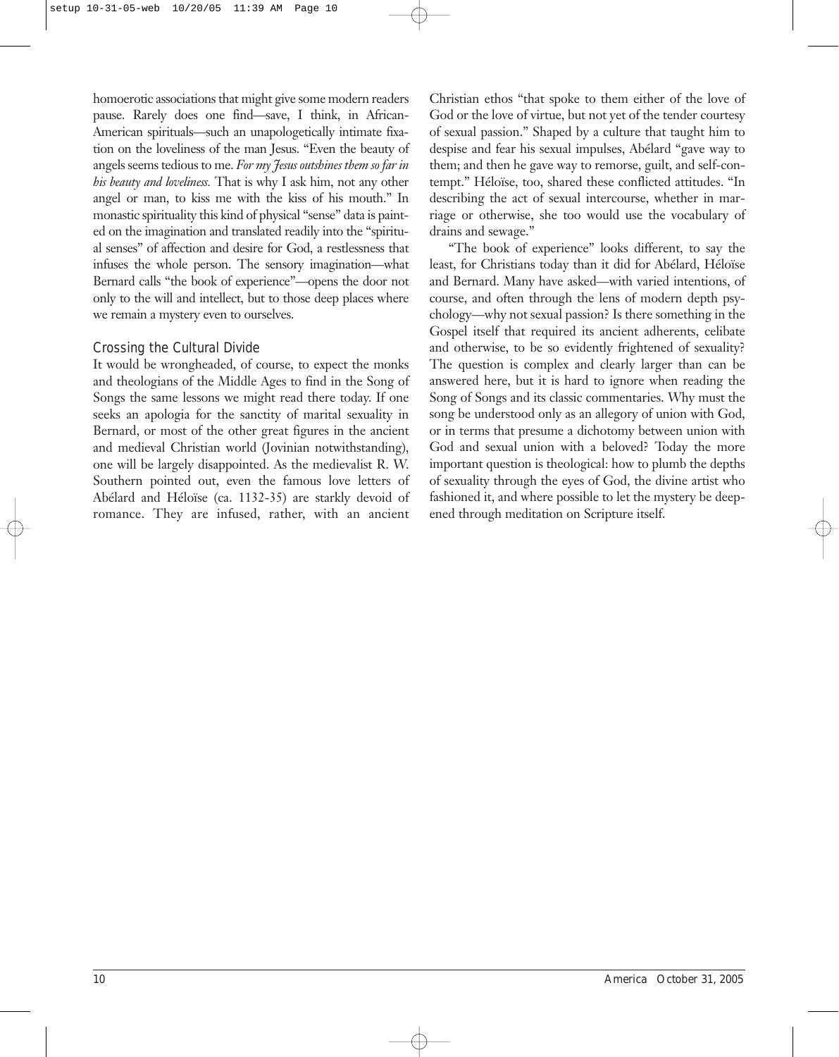homoerotic associations that might give some modern readers pause. Rarely does one find—save, I think, in African-American spirituals—such an unapologetically intimate fixation on the loveliness of the man Jesus. "Even the beauty of angels seems tedious to me. *For my Jesus outshines them so far in his beauty and loveliness.* That is why I ask him, not any other angel or man, to kiss me with the kiss of his mouth." In monastic spirituality this kind of physical "sense" data is painted on the imagination and translated readily into the "spiritual senses" of affection and desire for God, a restlessness that infuses the whole person. The sensory imagination—what Bernard calls "the book of experience"—opens the door not only to the will and intellect, but to those deep places where we remain a mystery even to ourselves.

## Crossing the Cultural Divide

It would be wrongheaded, of course, to expect the monks and theologians of the Middle Ages to find in the Song of Songs the same lessons we might read there today. If one seeks an apologia for the sanctity of marital sexuality in Bernard, or most of the other great figures in the ancient and medieval Christian world (Jovinian notwithstanding), one will be largely disappointed. As the medievalist R. W. Southern pointed out, even the famous love letters of Abélard and Héloïse (ca. 1132-35) are starkly devoid of romance. They are infused, rather, with an ancient Christian ethos "that spoke to them either of the love of God or the love of virtue, but not yet of the tender courtesy of sexual passion." Shaped by a culture that taught him to despise and fear his sexual impulses, Abélard "gave way to them; and then he gave way to remorse, guilt, and self-contempt." Héloïse, too, shared these conflicted attitudes. "In describing the act of sexual intercourse, whether in marriage or otherwise, she too would use the vocabulary of drains and sewage."

"The book of experience" looks different, to say the least, for Christians today than it did for Abélard, Héloïse and Bernard. Many have asked—with varied intentions, of course, and often through the lens of modern depth psychology—why not sexual passion? Is there something in the Gospel itself that required its ancient adherents, celibate and otherwise, to be so evidently frightened of sexuality? The question is complex and clearly larger than can be answered here, but it is hard to ignore when reading the Song of Songs and its classic commentaries. Why must the song be understood only as an allegory of union with God, or in terms that presume a dichotomy between union with God and sexual union with a beloved? Today the more important question is theological: how to plumb the depths of sexuality through the eyes of God, the divine artist who fashioned it, and where possible to let the mystery be deepened through meditation on Scripture itself.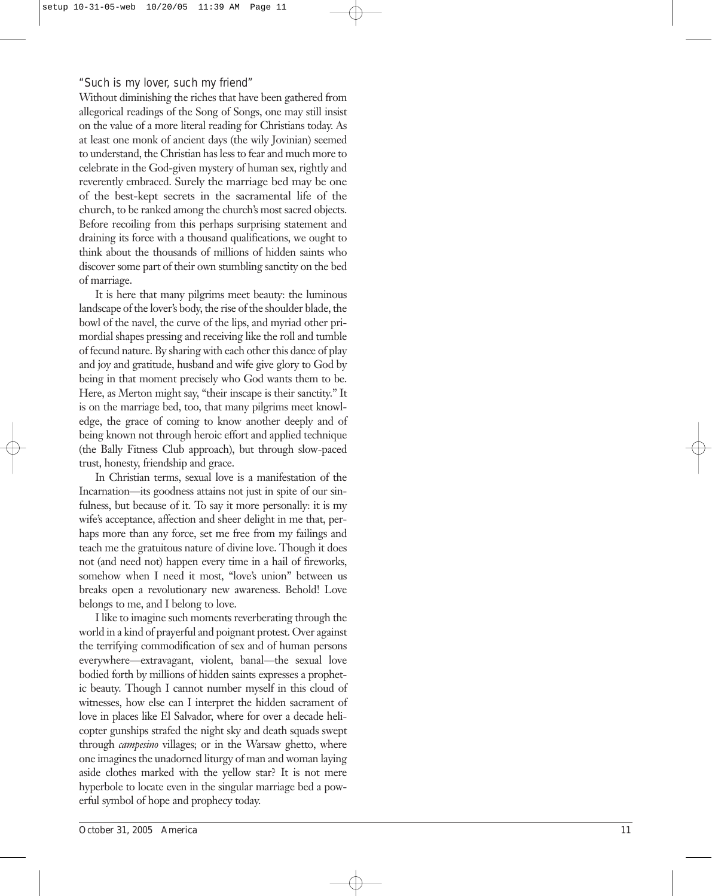### "Such is my lover, such my friend"

Without diminishing the riches that have been gathered from allegorical readings of the Song of Songs, one may still insist on the value of a more literal reading for Christians today. As at least one monk of ancient days (the wily Jovinian) seemed to understand, the Christian has less to fear and much more to celebrate in the God-given mystery of human sex, rightly and reverently embraced. Surely the marriage bed may be one of the best-kept secrets in the sacramental life of the church, to be ranked among the church's most sacred objects. Before recoiling from this perhaps surprising statement and draining its force with a thousand qualifications, we ought to think about the thousands of millions of hidden saints who discover some part of their own stumbling sanctity on the bed of marriage.

It is here that many pilgrims meet beauty: the luminous landscape of the lover's body, the rise of the shoulder blade, the bowl of the navel, the curve of the lips, and myriad other primordial shapes pressing and receiving like the roll and tumble of fecund nature. By sharing with each other this dance of play and joy and gratitude, husband and wife give glory to God by being in that moment precisely who God wants them to be. Here, as Merton might say, "their inscape is their sanctity." It is on the marriage bed, too, that many pilgrims meet knowledge, the grace of coming to know another deeply and of being known not through heroic effort and applied technique (the Bally Fitness Club approach), but through slow-paced trust, honesty, friendship and grace.

In Christian terms, sexual love is a manifestation of the Incarnation—its goodness attains not just in spite of our sinfulness, but because of it. To say it more personally: it is my wife's acceptance, affection and sheer delight in me that, perhaps more than any force, set me free from my failings and teach me the gratuitous nature of divine love. Though it does not (and need not) happen every time in a hail of fireworks, somehow when I need it most, "love's union" between us breaks open a revolutionary new awareness. Behold! Love belongs to me, and I belong to love.

I like to imagine such moments reverberating through the world in a kind of prayerful and poignant protest. Over against the terrifying commodification of sex and of human persons everywhere—extravagant, violent, banal—the sexual love bodied forth by millions of hidden saints expresses a prophetic beauty. Though I cannot number myself in this cloud of witnesses, how else can I interpret the hidden sacrament of love in places like El Salvador, where for over a decade helicopter gunships strafed the night sky and death squads swept through *campesino* villages; or in the Warsaw ghetto, where one imagines the unadorned liturgy of man and woman laying aside clothes marked with the yellow star? It is not mere hyperbole to locate even in the singular marriage bed a powerful symbol of hope and prophecy today.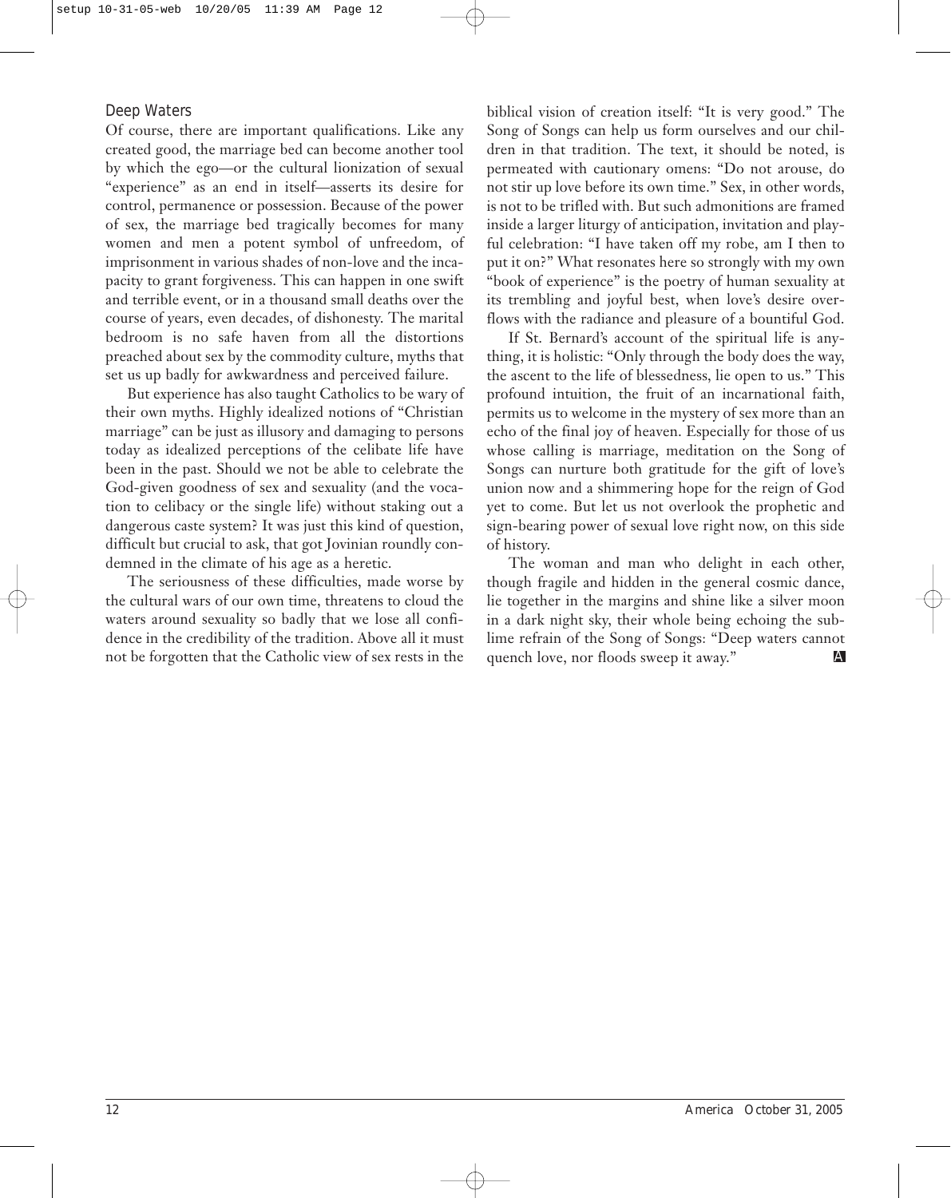## Deep Waters

Of course, there are important qualifications. Like any created good, the marriage bed can become another tool by which the ego—or the cultural lionization of sexual "experience" as an end in itself—asserts its desire for control, permanence or possession. Because of the power of sex, the marriage bed tragically becomes for many women and men a potent symbol of unfreedom, of imprisonment in various shades of non-love and the incapacity to grant forgiveness. This can happen in one swift and terrible event, or in a thousand small deaths over the course of years, even decades, of dishonesty. The marital bedroom is no safe haven from all the distortions preached about sex by the commodity culture, myths that set us up badly for awkwardness and perceived failure.

But experience has also taught Catholics to be wary of their own myths. Highly idealized notions of "Christian marriage" can be just as illusory and damaging to persons today as idealized perceptions of the celibate life have been in the past. Should we not be able to celebrate the God-given goodness of sex and sexuality (and the vocation to celibacy or the single life) without staking out a dangerous caste system? It was just this kind of question, difficult but crucial to ask, that got Jovinian roundly condemned in the climate of his age as a heretic.

The seriousness of these difficulties, made worse by the cultural wars of our own time, threatens to cloud the waters around sexuality so badly that we lose all confidence in the credibility of the tradition. Above all it must not be forgotten that the Catholic view of sex rests in the biblical vision of creation itself: "It is very good." The Song of Songs can help us form ourselves and our children in that tradition. The text, it should be noted, is permeated with cautionary omens: "Do not arouse, do not stir up love before its own time." Sex, in other words, is not to be trifled with. But such admonitions are framed inside a larger liturgy of anticipation, invitation and playful celebration: "I have taken off my robe, am I then to put it on?" What resonates here so strongly with my own "book of experience" is the poetry of human sexuality at its trembling and joyful best, when love's desire overflows with the radiance and pleasure of a bountiful God.

If St. Bernard's account of the spiritual life is anything, it is holistic: "Only through the body does the way, the ascent to the life of blessedness, lie open to us." This profound intuition, the fruit of an incarnational faith, permits us to welcome in the mystery of sex more than an echo of the final joy of heaven. Especially for those of us whose calling is marriage, meditation on the Song of Songs can nurture both gratitude for the gift of love's union now and a shimmering hope for the reign of God yet to come. But let us not overlook the prophetic and sign-bearing power of sexual love right now, on this side of history.

The woman and man who delight in each other, though fragile and hidden in the general cosmic dance, lie together in the margins and shine like a silver moon in a dark night sky, their whole being echoing the sublime refrain of the Song of Songs: "Deep waters cannot quench love, nor floods sweep it away."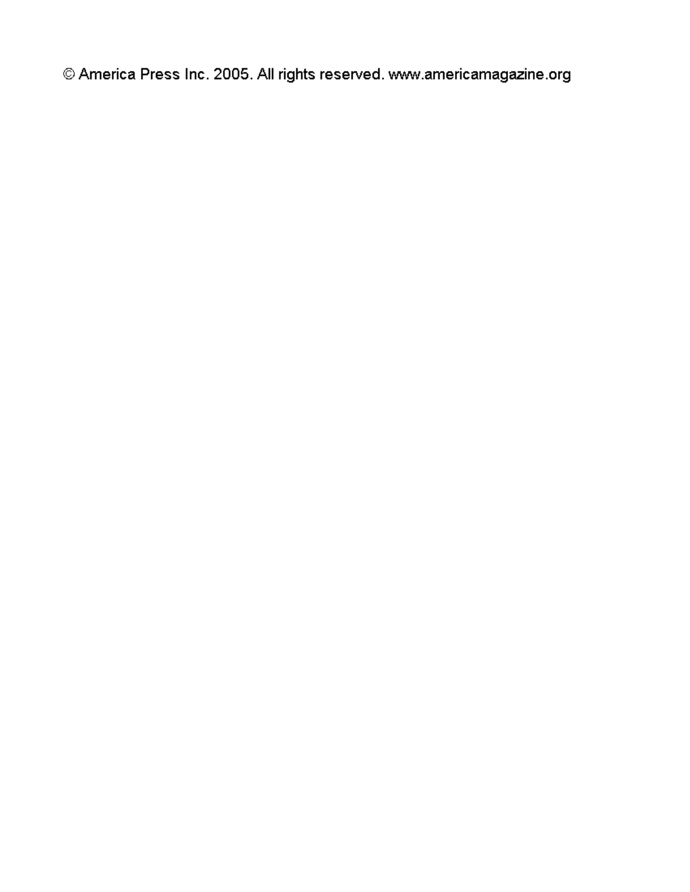© America Press Inc. 2005. All rights reserved. www.americamagazine.org